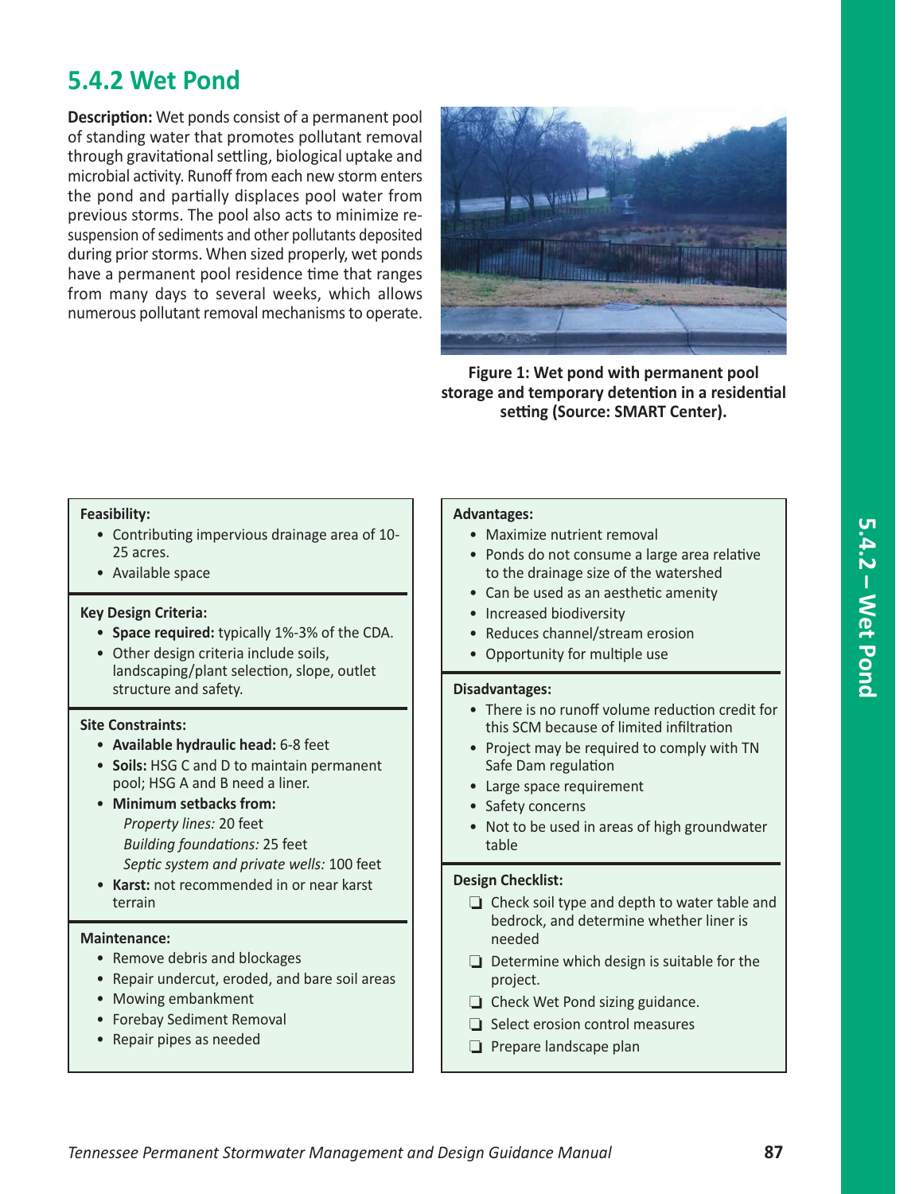## 5.4.2 Wet Pond

**Description:** Wet ponds consist of a permanent pool of standing water that promotes pollutant removal through gravitational settling, biological uptake and microbial activity. Runoff from each new storm enters the pond and partially displaces pool water from previous storms. The pool also acts to minimize re-suspension of sediments and other pollutants deposited during prior storms. When sized properly, wet ponds have a permanent pool residence time that ranges from many days to several weeks, which allows numerous pollutant removal mechanisms to operate.

**Figure 1: Wet pond with permanent pool storage and temporary detention in a residential setting (Source: SMART Center).**

**Feasibility:**

- Contributing impervious drainage area of 10-25 acres.
- Available space

**Key Design Criteria:**

- **Space required:** typically 1%-3% of the CDA.
- Other design criteria include soils, landscaping/plant selection, slope, outlet structure and safety.

**Site Constraints:**

- **Available hydraulic head:** 6-8 feet
- **Soils:** HSG C and D to maintain permanent pool; HSG A and B need a liner.
- **Minimum setbacks from:**
  - *Property lines:* 20 feet
  - *Building foundations:* 25 feet
  - *Septic system and private wells:* 100 feet
- **Karst:** not recommended in or near karst terrain

**Maintenance:**

- Remove debris and blockages
- Repair undercut, eroded, and bare soil areas
- Mowing embankment
- Forebay Sediment Removal
- Repair pipes as needed

**Advantages:**

- Maximize nutrient removal
- Ponds do not consume a large area relative to the drainage size of the watershed
- Can be used as an aesthetic amenity
- Increased biodiversity
- Reduces channel/stream erosion
- Opportunity for multiple use

**Disadvantages:**

- There is no runoff volume reduction credit for this SCM because of limited infiltration
- Project may be required to comply with TN Safe Dam regulation
- Large space requirement
- Safety concerns
- Not to be used in areas of high groundwater table

**Design Checklist:**

- ❑ Check soil type and depth to water table and bedrock, and determine whether liner is needed
- ❑ Determine which design is suitable for the project.
- ❑ Check Wet Pond sizing guidance.
- ❑ Select erosion control measures
- ❑ Prepare landscape plan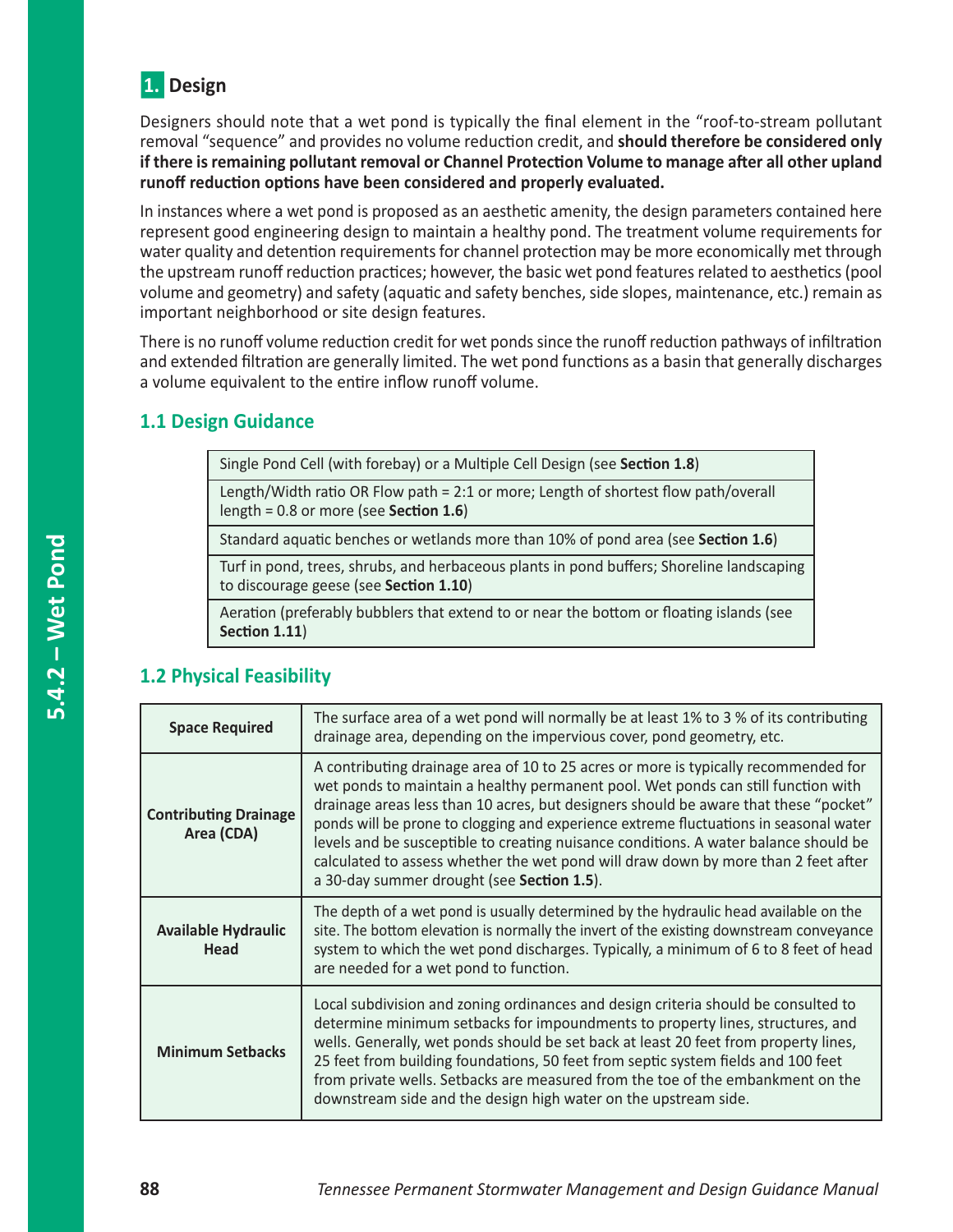## 1. Design

Designers should note that a wet pond is typically the final element in the "roof-to-stream pollutant removal "sequence" and provides no volume reduction credit, and **should therefore be considered only if there is remaining pollutant removal or Channel Protection Volume to manage after all other upland runoff reduction options have been considered and properly evaluated.**

In instances where a wet pond is proposed as an aesthetic amenity, the design parameters contained here represent good engineering design to maintain a healthy pond. The treatment volume requirements for water quality and detention requirements for channel protection may be more economically met through the upstream runoff reduction practices; however, the basic wet pond features related to aesthetics (pool volume and geometry) and safety (aquatic and safety benches, side slopes, maintenance, etc.) remain as important neighborhood or site design features.

There is no runoff volume reduction credit for wet ponds since the runoff reduction pathways of infiltration and extended filtration are generally limited. The wet pond functions as a basin that generally discharges a volume equivalent to the entire inflow runoff volume.

### 1.1 Design Guidance

| |
|---|
| Single Pond Cell (with forebay) or a Multiple Cell Design (see **Section 1.8**) |
| Length/Width ratio OR Flow path = 2:1 or more; Length of shortest flow path/overall length = 0.8 or more (see **Section 1.6**) |
| Standard aquatic benches or wetlands more than 10% of pond area (see **Section 1.6**) |
| Turf in pond, trees, shrubs, and herbaceous plants in pond buffers; Shoreline landscaping to discourage geese (see **Section 1.10**) |
| Aeration (preferably bubblers that extend to or near the bottom or floating islands (see **Section 1.11**) |

### 1.2 Physical Feasibility

| | |
|---|---|
| **Space Required** | The surface area of a wet pond will normally be at least 1% to 3 % of its contributing drainage area, depending on the impervious cover, pond geometry, etc. |
| **Contributing Drainage Area (CDA)** | A contributing drainage area of 10 to 25 acres or more is typically recommended for wet ponds to maintain a healthy permanent pool. Wet ponds can still function with drainage areas less than 10 acres, but designers should be aware that these "pocket" ponds will be prone to clogging and experience extreme fluctuations in seasonal water levels and be susceptible to creating nuisance conditions. A water balance should be calculated to assess whether the wet pond will draw down by more than 2 feet after a 30-day summer drought (see **Section 1.5**). |
| **Available Hydraulic Head** | The depth of a wet pond is usually determined by the hydraulic head available on the site. The bottom elevation is normally the invert of the existing downstream conveyance system to which the wet pond discharges. Typically, a minimum of 6 to 8 feet of head are needed for a wet pond to function. |
| **Minimum Setbacks** | Local subdivision and zoning ordinances and design criteria should be consulted to determine minimum setbacks for impoundments to property lines, structures, and wells. Generally, wet ponds should be set back at least 20 feet from property lines, 25 feet from building foundations, 50 feet from septic system fields and 100 feet from private wells. Setbacks are measured from the toe of the embankment on the downstream side and the design high water on the upstream side. |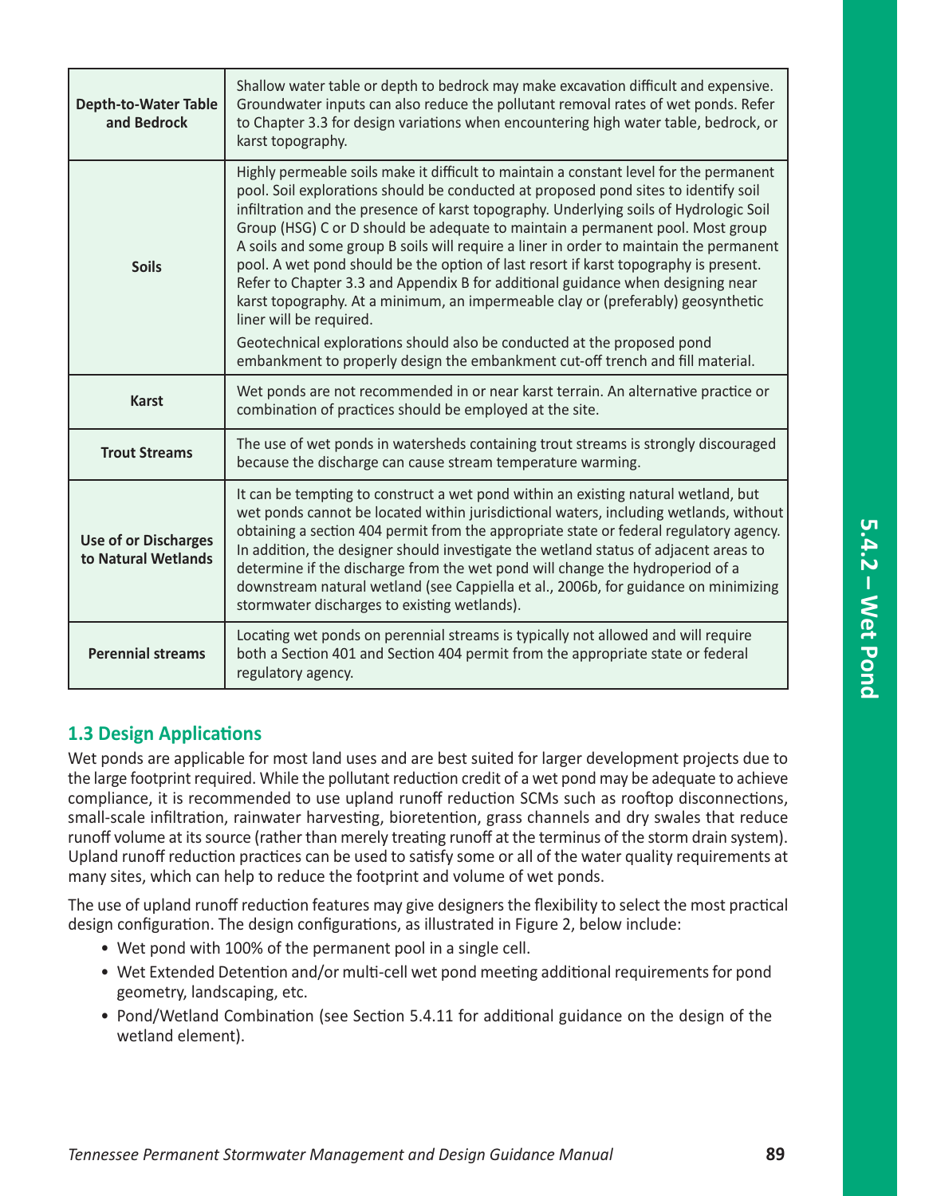| | |
|---|---|
| **Depth-to-Water Table and Bedrock** | Shallow water table or depth to bedrock may make excavation difficult and expensive. Groundwater inputs can also reduce the pollutant removal rates of wet ponds. Refer to Chapter 3.3 for design variations when encountering high water table, bedrock, or karst topography. |
| **Soils** | Highly permeable soils make it difficult to maintain a constant level for the permanent pool. Soil explorations should be conducted at proposed pond sites to identify soil infiltration and the presence of karst topography. Underlying soils of Hydrologic Soil Group (HSG) C or D should be adequate to maintain a permanent pool. Most group A soils and some group B soils will require a liner in order to maintain the permanent pool. A wet pond should be the option of last resort if karst topography is present. Refer to Chapter 3.3 and Appendix B for additional guidance when designing near karst topography. At a minimum, an impermeable clay or (preferably) geosynthetic liner will be required.<br><br>Geotechnical explorations should also be conducted at the proposed pond embankment to properly design the embankment cut-off trench and fill material. |
| **Karst** | Wet ponds are not recommended in or near karst terrain. An alternative practice or combination of practices should be employed at the site. |
| **Trout Streams** | The use of wet ponds in watersheds containing trout streams is strongly discouraged because the discharge can cause stream temperature warming. |
| **Use of or Discharges to Natural Wetlands** | It can be tempting to construct a wet pond within an existing natural wetland, but wet ponds cannot be located within jurisdictional waters, including wetlands, without obtaining a section 404 permit from the appropriate state or federal regulatory agency. In addition, the designer should investigate the wetland status of adjacent areas to determine if the discharge from the wet pond will change the hydroperiod of a downstream natural wetland (see Cappiella et al., 2006b, for guidance on minimizing stormwater discharges to existing wetlands). |
| **Perennial streams** | Locating wet ponds on perennial streams is typically not allowed and will require both a Section 401 and Section 404 permit from the appropriate state or federal regulatory agency. |

## 1.3 Design Applications

Wet ponds are applicable for most land uses and are best suited for larger development projects due to the large footprint required. While the pollutant reduction credit of a wet pond may be adequate to achieve compliance, it is recommended to use upland runoff reduction SCMs such as rooftop disconnections, small-scale infiltration, rainwater harvesting, bioretention, grass channels and dry swales that reduce runoff volume at its source (rather than merely treating runoff at the terminus of the storm drain system). Upland runoff reduction practices can be used to satisfy some or all of the water quality requirements at many sites, which can help to reduce the footprint and volume of wet ponds.

The use of upland runoff reduction features may give designers the flexibility to select the most practical design configuration. The design configurations, as illustrated in Figure 2, below include:

- Wet pond with 100% of the permanent pool in a single cell.
- Wet Extended Detention and/or multi-cell wet pond meeting additional requirements for pond geometry, landscaping, etc.
- Pond/Wetland Combination (see Section 5.4.11 for additional guidance on the design of the wetland element).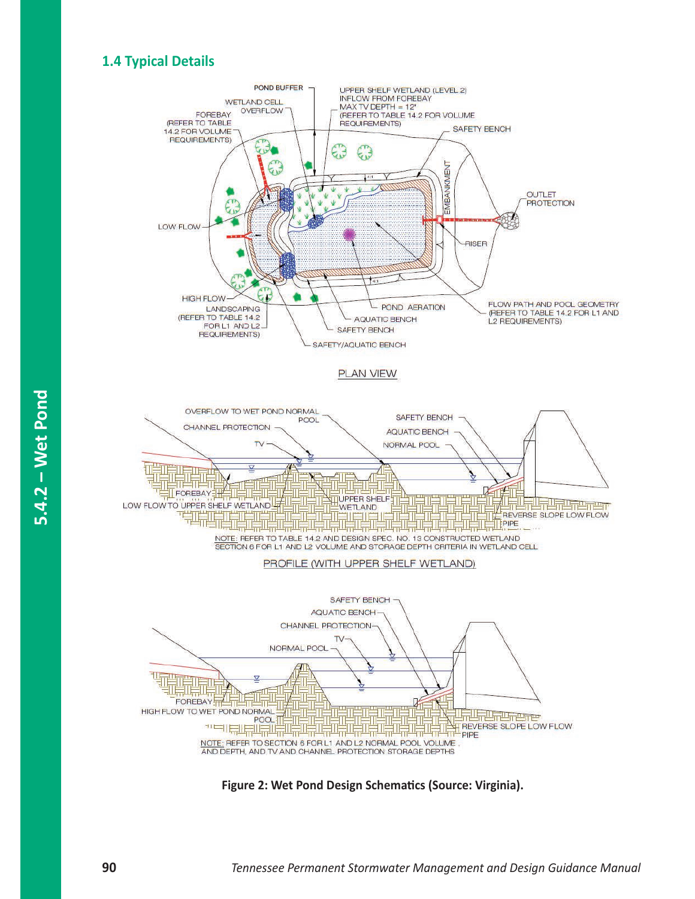## 1.4 Typical Details

Figure 2: Wet Pond Design Schematics (Source: Virginia).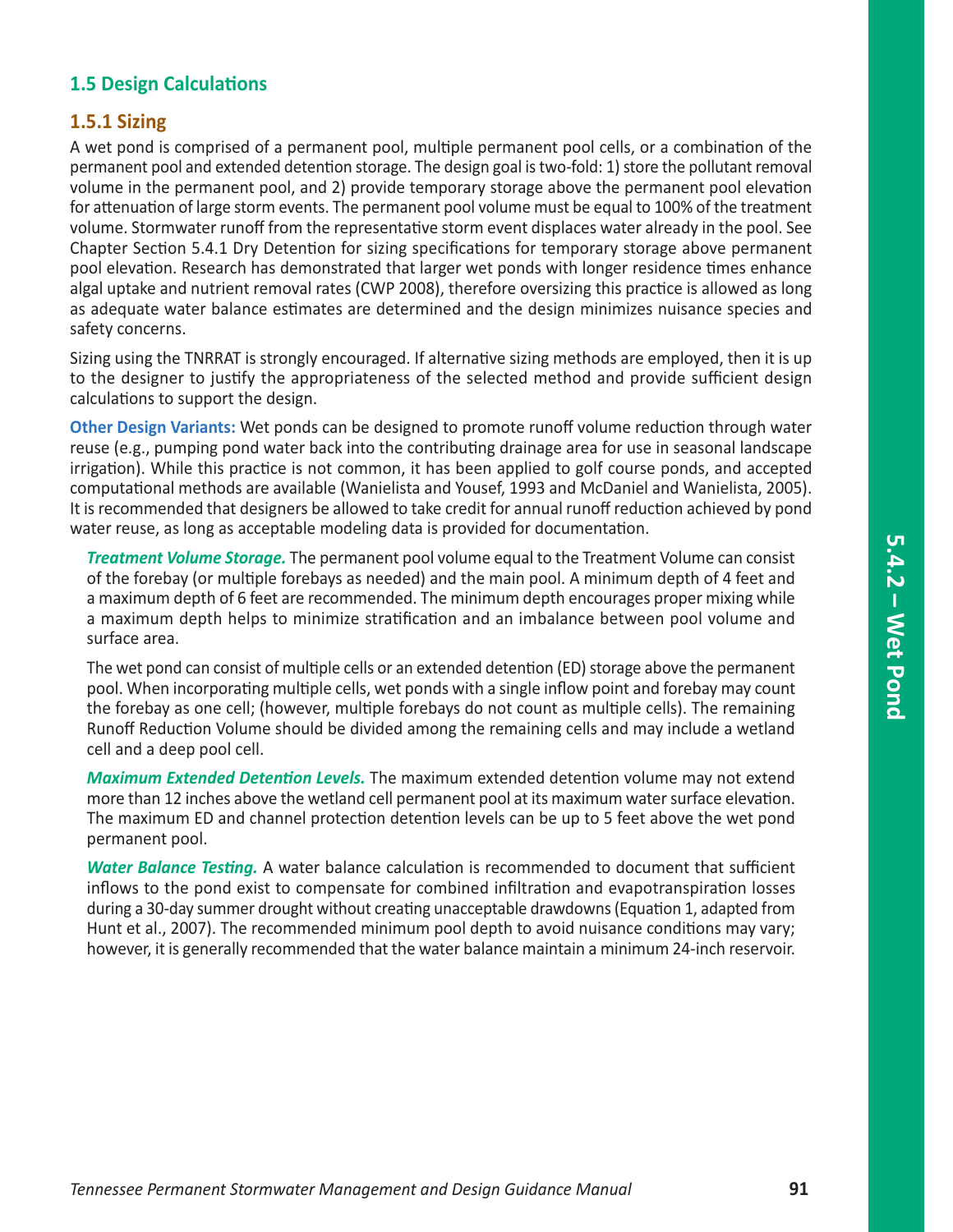## 1.5 Design Calculations

### 1.5.1 Sizing

A wet pond is comprised of a permanent pool, multiple permanent pool cells, or a combination of the permanent pool and extended detention storage. The design goal is two-fold: 1) store the pollutant removal volume in the permanent pool, and 2) provide temporary storage above the permanent pool elevation for attenuation of large storm events. The permanent pool volume must be equal to 100% of the treatment volume. Stormwater runoff from the representative storm event displaces water already in the pool. See Chapter Section 5.4.1 Dry Detention for sizing specifications for temporary storage above permanent pool elevation. Research has demonstrated that larger wet ponds with longer residence times enhance algal uptake and nutrient removal rates (CWP 2008), therefore oversizing this practice is allowed as long as adequate water balance estimates are determined and the design minimizes nuisance species and safety concerns.

Sizing using the TNRRAT is strongly encouraged. If alternative sizing methods are employed, then it is up to the designer to justify the appropriateness of the selected method and provide sufficient design calculations to support the design.

**Other Design Variants:** Wet ponds can be designed to promote runoff volume reduction through water reuse (e.g., pumping pond water back into the contributing drainage area for use in seasonal landscape irrigation). While this practice is not common, it has been applied to golf course ponds, and accepted computational methods are available (Wanielista and Yousef, 1993 and McDaniel and Wanielista, 2005). It is recommended that designers be allowed to take credit for annual runoff reduction achieved by pond water reuse, as long as acceptable modeling data is provided for documentation.

***Treatment Volume Storage.*** The permanent pool volume equal to the Treatment Volume can consist of the forebay (or multiple forebays as needed) and the main pool. A minimum depth of 4 feet and a maximum depth of 6 feet are recommended. The minimum depth encourages proper mixing while a maximum depth helps to minimize stratification and an imbalance between pool volume and surface area.

The wet pond can consist of multiple cells or an extended detention (ED) storage above the permanent pool. When incorporating multiple cells, wet ponds with a single inflow point and forebay may count the forebay as one cell; (however, multiple forebays do not count as multiple cells). The remaining Runoff Reduction Volume should be divided among the remaining cells and may include a wetland cell and a deep pool cell.

***Maximum Extended Detention Levels.*** The maximum extended detention volume may not extend more than 12 inches above the wetland cell permanent pool at its maximum water surface elevation. The maximum ED and channel protection detention levels can be up to 5 feet above the wet pond permanent pool.

***Water Balance Testing.*** A water balance calculation is recommended to document that sufficient inflows to the pond exist to compensate for combined infiltration and evapotranspiration losses during a 30-day summer drought without creating unacceptable drawdowns (Equation 1, adapted from Hunt et al., 2007). The recommended minimum pool depth to avoid nuisance conditions may vary; however, it is generally recommended that the water balance maintain a minimum 24-inch reservoir.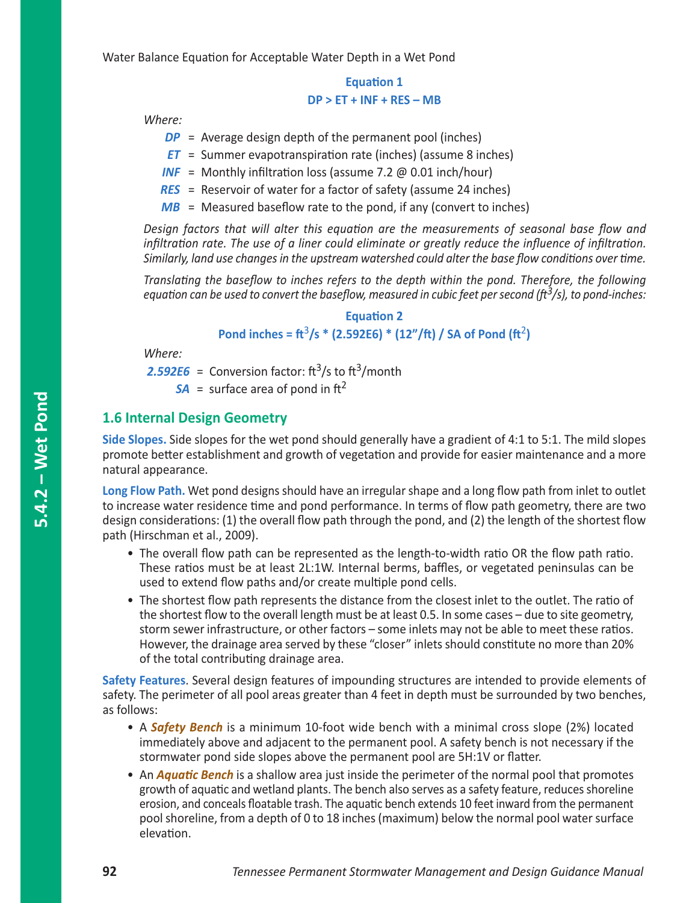Water Balance Equation for Acceptable Water Depth in a Wet Pond

**Equation 1**

$$DP > ET + INF + RES - MB$$

*Where:*

- ***DP*** = Average design depth of the permanent pool (inches)
- ***ET*** = Summer evapotranspiration rate (inches) (assume 8 inches)
- ***INF*** = Monthly infiltration loss (assume 7.2 @ 0.01 inch/hour)
- ***RES*** = Reservoir of water for a factor of safety (assume 24 inches)
- ***MB*** = Measured baseflow rate to the pond, if any (convert to inches)

*Design factors that will alter this equation are the measurements of seasonal base flow and infiltration rate. The use of a liner could eliminate or greatly reduce the influence of infiltration. Similarly, land use changes in the upstream watershed could alter the base flow conditions over time.*

*Translating the baseflow to inches refers to the depth within the pond. Therefore, the following equation can be used to convert the baseflow, measured in cubic feet per second ($ft^3/s$), to pond-inches:*

**Equation 2**

$$\text{Pond inches} = ft^3/s * (2.592E6) * (12''/ft) / \text{SA of Pond } (ft^2)$$

*Where:*

- ***2.592E6*** = Conversion factor: $ft^3/s$ to $ft^3$/month
- ***SA*** = surface area of pond in $ft^2$

## 1.6 Internal Design Geometry

**Side Slopes.** Side slopes for the wet pond should generally have a gradient of 4:1 to 5:1. The mild slopes promote better establishment and growth of vegetation and provide for easier maintenance and a more natural appearance.

**Long Flow Path.** Wet pond designs should have an irregular shape and a long flow path from inlet to outlet to increase water residence time and pond performance. In terms of flow path geometry, there are two design considerations: (1) the overall flow path through the pond, and (2) the length of the shortest flow path (Hirschman et al., 2009).

- The overall flow path can be represented as the length-to-width ratio OR the flow path ratio. These ratios must be at least 2L:1W. Internal berms, baffles, or vegetated peninsulas can be used to extend flow paths and/or create multiple pond cells.
- The shortest flow path represents the distance from the closest inlet to the outlet. The ratio of the shortest flow to the overall length must be at least 0.5. In some cases – due to site geometry, storm sewer infrastructure, or other factors – some inlets may not be able to meet these ratios. However, the drainage area served by these "closer" inlets should constitute no more than 20% of the total contributing drainage area.

**Safety Features**. Several design features of impounding structures are intended to provide elements of safety. The perimeter of all pool areas greater than 4 feet in depth must be surrounded by two benches, as follows:

- A ***Safety Bench*** is a minimum 10-foot wide bench with a minimal cross slope (2%) located immediately above and adjacent to the permanent pool. A safety bench is not necessary if the stormwater pond side slopes above the permanent pool are 5H:1V or flatter.
- An ***Aquatic Bench*** is a shallow area just inside the perimeter of the normal pool that promotes growth of aquatic and wetland plants. The bench also serves as a safety feature, reduces shoreline erosion, and conceals floatable trash. The aquatic bench extends 10 feet inward from the permanent pool shoreline, from a depth of 0 to 18 inches (maximum) below the normal pool water surface elevation.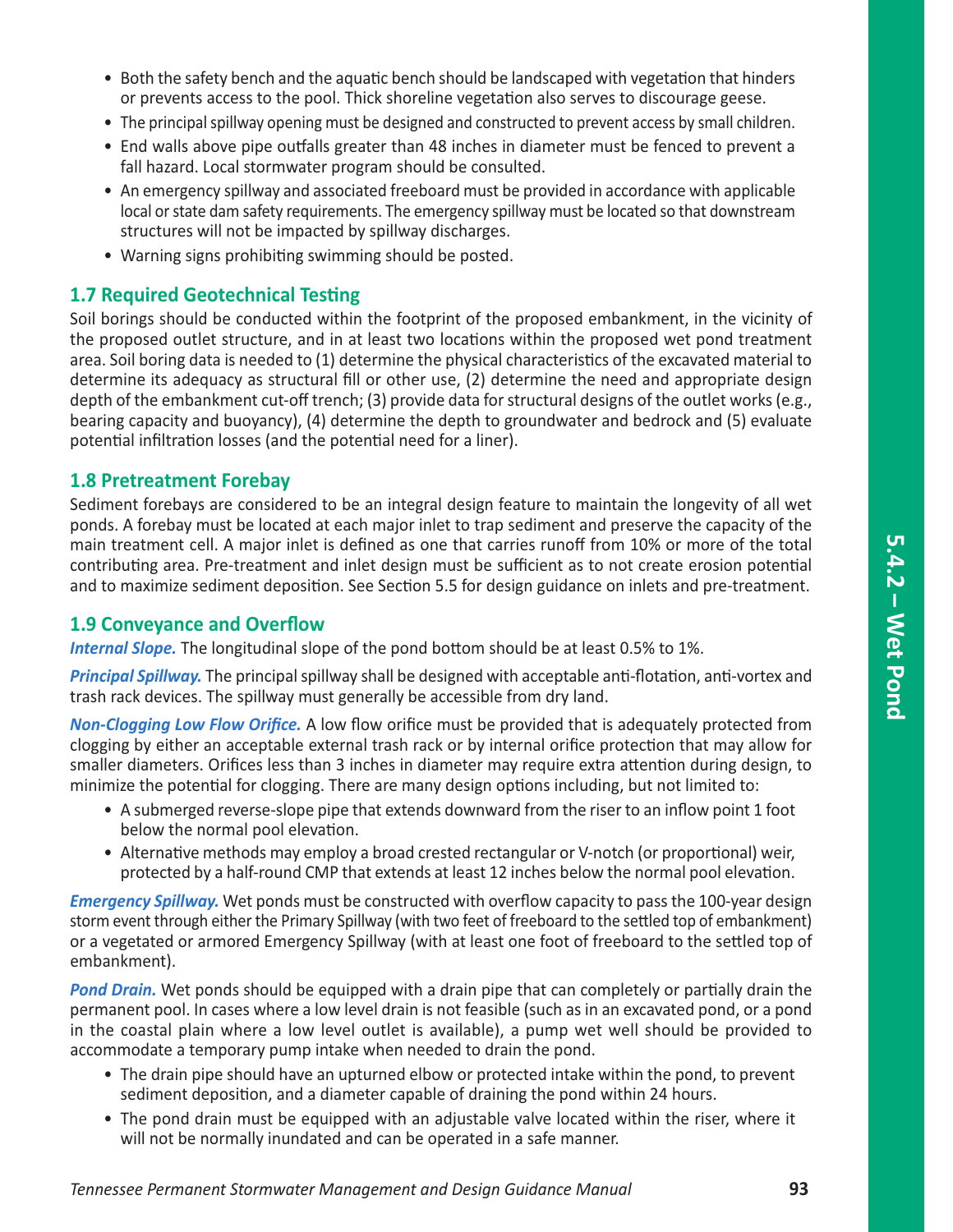- Both the safety bench and the aquatic bench should be landscaped with vegetation that hinders or prevents access to the pool. Thick shoreline vegetation also serves to discourage geese.
- The principal spillway opening must be designed and constructed to prevent access by small children.
- End walls above pipe outfalls greater than 48 inches in diameter must be fenced to prevent a fall hazard. Local stormwater program should be consulted.
- An emergency spillway and associated freeboard must be provided in accordance with applicable local or state dam safety requirements. The emergency spillway must be located so that downstream structures will not be impacted by spillway discharges.
- Warning signs prohibiting swimming should be posted.

### 1.7 Required Geotechnical Testing

Soil borings should be conducted within the footprint of the proposed embankment, in the vicinity of the proposed outlet structure, and in at least two locations within the proposed wet pond treatment area. Soil boring data is needed to (1) determine the physical characteristics of the excavated material to determine its adequacy as structural fill or other use, (2) determine the need and appropriate design depth of the embankment cut-off trench; (3) provide data for structural designs of the outlet works (e.g., bearing capacity and buoyancy), (4) determine the depth to groundwater and bedrock and (5) evaluate potential infiltration losses (and the potential need for a liner).

### 1.8 Pretreatment Forebay

Sediment forebays are considered to be an integral design feature to maintain the longevity of all wet ponds. A forebay must be located at each major inlet to trap sediment and preserve the capacity of the main treatment cell. A major inlet is defined as one that carries runoff from 10% or more of the total contributing area. Pre-treatment and inlet design must be sufficient as to not create erosion potential and to maximize sediment deposition. See Section 5.5 for design guidance on inlets and pre-treatment.

### 1.9 Conveyance and Overflow

***Internal Slope.*** The longitudinal slope of the pond bottom should be at least 0.5% to 1%.

***Principal Spillway.*** The principal spillway shall be designed with acceptable anti-flotation, anti-vortex and trash rack devices. The spillway must generally be accessible from dry land.

***Non-Clogging Low Flow Orifice.*** A low flow orifice must be provided that is adequately protected from clogging by either an acceptable external trash rack or by internal orifice protection that may allow for smaller diameters. Orifices less than 3 inches in diameter may require extra attention during design, to minimize the potential for clogging. There are many design options including, but not limited to:

- A submerged reverse-slope pipe that extends downward from the riser to an inflow point 1 foot below the normal pool elevation.
- Alternative methods may employ a broad crested rectangular or V-notch (or proportional) weir, protected by a half-round CMP that extends at least 12 inches below the normal pool elevation.

***Emergency Spillway.*** Wet ponds must be constructed with overflow capacity to pass the 100-year design storm event through either the Primary Spillway (with two feet of freeboard to the settled top of embankment) or a vegetated or armored Emergency Spillway (with at least one foot of freeboard to the settled top of embankment).

***Pond Drain.*** Wet ponds should be equipped with a drain pipe that can completely or partially drain the permanent pool. In cases where a low level drain is not feasible (such as in an excavated pond, or a pond in the coastal plain where a low level outlet is available), a pump wet well should be provided to accommodate a temporary pump intake when needed to drain the pond.

- The drain pipe should have an upturned elbow or protected intake within the pond, to prevent sediment deposition, and a diameter capable of draining the pond within 24 hours.
- The pond drain must be equipped with an adjustable valve located within the riser, where it will not be normally inundated and can be operated in a safe manner.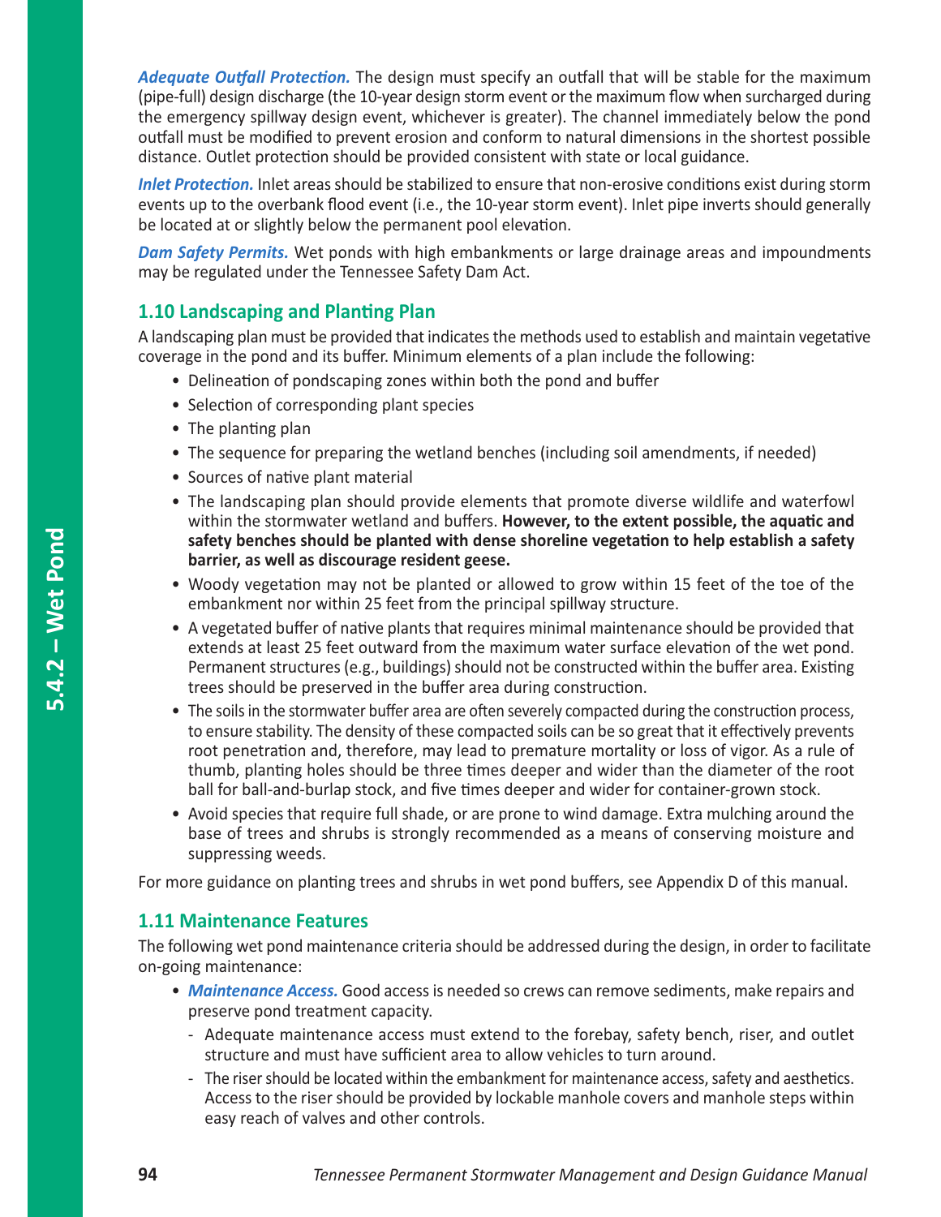***Adequate Outfall Protection.*** The design must specify an outfall that will be stable for the maximum (pipe-full) design discharge (the 10-year design storm event or the maximum flow when surcharged during the emergency spillway design event, whichever is greater). The channel immediately below the pond outfall must be modified to prevent erosion and conform to natural dimensions in the shortest possible distance. Outlet protection should be provided consistent with state or local guidance.

***Inlet Protection.*** Inlet areas should be stabilized to ensure that non-erosive conditions exist during storm events up to the overbank flood event (i.e., the 10-year storm event). Inlet pipe inverts should generally be located at or slightly below the permanent pool elevation.

***Dam Safety Permits.*** Wet ponds with high embankments or large drainage areas and impoundments may be regulated under the Tennessee Safety Dam Act.

## 1.10 Landscaping and Planting Plan

A landscaping plan must be provided that indicates the methods used to establish and maintain vegetative coverage in the pond and its buffer. Minimum elements of a plan include the following:

- Delineation of pondscaping zones within both the pond and buffer
- Selection of corresponding plant species
- The planting plan
- The sequence for preparing the wetland benches (including soil amendments, if needed)
- Sources of native plant material
- The landscaping plan should provide elements that promote diverse wildlife and waterfowl within the stormwater wetland and buffers. **However, to the extent possible, the aquatic and safety benches should be planted with dense shoreline vegetation to help establish a safety barrier, as well as discourage resident geese.**
- Woody vegetation may not be planted or allowed to grow within 15 feet of the toe of the embankment nor within 25 feet from the principal spillway structure.
- A vegetated buffer of native plants that requires minimal maintenance should be provided that extends at least 25 feet outward from the maximum water surface elevation of the wet pond. Permanent structures (e.g., buildings) should not be constructed within the buffer area. Existing trees should be preserved in the buffer area during construction.
- The soils in the stormwater buffer area are often severely compacted during the construction process, to ensure stability. The density of these compacted soils can be so great that it effectively prevents root penetration and, therefore, may lead to premature mortality or loss of vigor. As a rule of thumb, planting holes should be three times deeper and wider than the diameter of the root ball for ball-and-burlap stock, and five times deeper and wider for container-grown stock.
- Avoid species that require full shade, or are prone to wind damage. Extra mulching around the base of trees and shrubs is strongly recommended as a means of conserving moisture and suppressing weeds.

For more guidance on planting trees and shrubs in wet pond buffers, see Appendix D of this manual.

## 1.11 Maintenance Features

The following wet pond maintenance criteria should be addressed during the design, in order to facilitate on-going maintenance:

- ***Maintenance Access.*** Good access is needed so crews can remove sediments, make repairs and preserve pond treatment capacity.
  - Adequate maintenance access must extend to the forebay, safety bench, riser, and outlet structure and must have sufficient area to allow vehicles to turn around.
  - The riser should be located within the embankment for maintenance access, safety and aesthetics. Access to the riser should be provided by lockable manhole covers and manhole steps within easy reach of valves and other controls.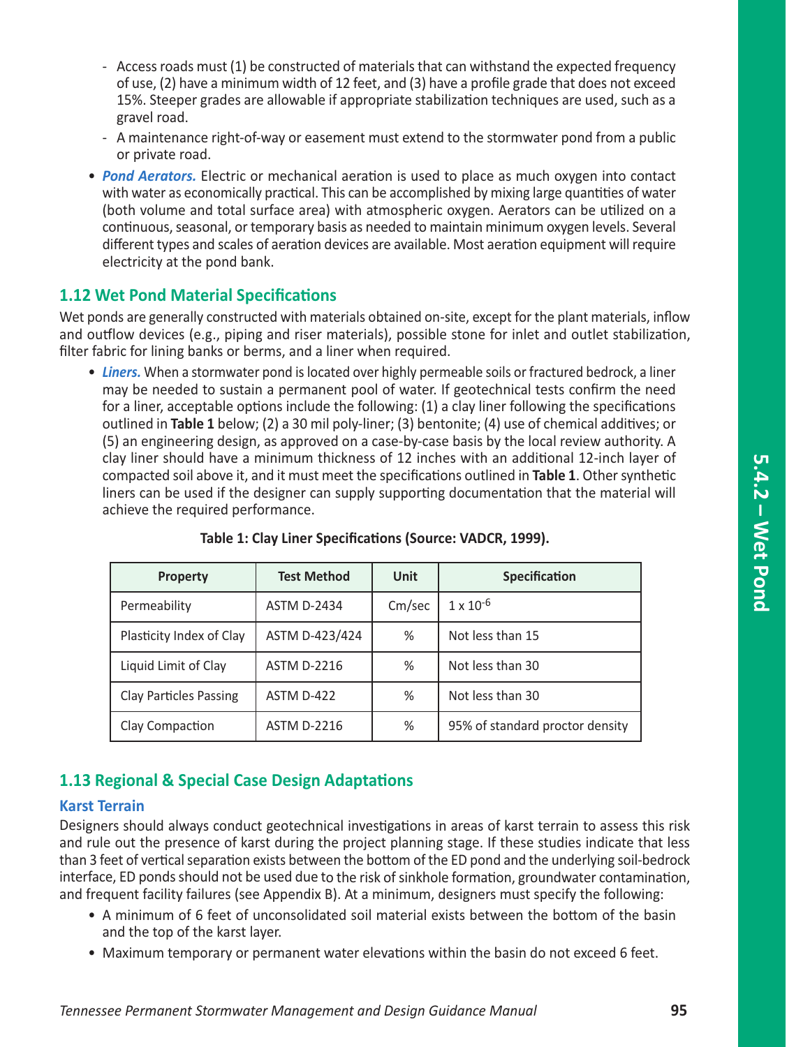- Access roads must (1) be constructed of materials that can withstand the expected frequency of use, (2) have a minimum width of 12 feet, and (3) have a profile grade that does not exceed 15%. Steeper grades are allowable if appropriate stabilization techniques are used, such as a gravel road.
  - A maintenance right-of-way or easement must extend to the stormwater pond from a public or private road.
- ***Pond Aerators.*** Electric or mechanical aeration is used to place as much oxygen into contact with water as economically practical. This can be accomplished by mixing large quantities of water (both volume and total surface area) with atmospheric oxygen. Aerators can be utilized on a continuous, seasonal, or temporary basis as needed to maintain minimum oxygen levels. Several different types and scales of aeration devices are available. Most aeration equipment will require electricity at the pond bank.

## 1.12 Wet Pond Material Specifications

Wet ponds are generally constructed with materials obtained on-site, except for the plant materials, inflow and outflow devices (e.g., piping and riser materials), possible stone for inlet and outlet stabilization, filter fabric for lining banks or berms, and a liner when required.

- ***Liners.*** When a stormwater pond is located over highly permeable soils or fractured bedrock, a liner may be needed to sustain a permanent pool of water. If geotechnical tests confirm the need for a liner, acceptable options include the following: (1) a clay liner following the specifications outlined in **Table 1** below; (2) a 30 mil poly-liner; (3) bentonite; (4) use of chemical additives; or (5) an engineering design, as approved on a case-by-case basis by the local review authority. A clay liner should have a minimum thickness of 12 inches with an additional 12-inch layer of compacted soil above it, and it must meet the specifications outlined in **Table 1**. Other synthetic liners can be used if the designer can supply supporting documentation that the material will achieve the required performance.

**Table 1: Clay Liner Specifications (Source: VADCR, 1999).**

| Property | Test Method | Unit | Specification |
|---|---|---|---|
| Permeability | ASTM D-2434 | Cm/sec | $1 \times 10^{-6}$ |
| Plasticity Index of Clay | ASTM D-423/424 | % | Not less than 15 |
| Liquid Limit of Clay | ASTM D-2216 | % | Not less than 30 |
| Clay Particles Passing | ASTM D-422 | % | Not less than 30 |
| Clay Compaction | ASTM D-2216 | % | 95% of standard proctor density |

## 1.13 Regional & Special Case Design Adaptations

### Karst Terrain

Designers should always conduct geotechnical investigations in areas of karst terrain to assess this risk and rule out the presence of karst during the project planning stage. If these studies indicate that less than 3 feet of vertical separation exists between the bottom of the ED pond and the underlying soil-bedrock interface, ED ponds should not be used due to the risk of sinkhole formation, groundwater contamination, and frequent facility failures (see Appendix B). At a minimum, designers must specify the following:

- A minimum of 6 feet of unconsolidated soil material exists between the bottom of the basin and the top of the karst layer.
- Maximum temporary or permanent water elevations within the basin do not exceed 6 feet.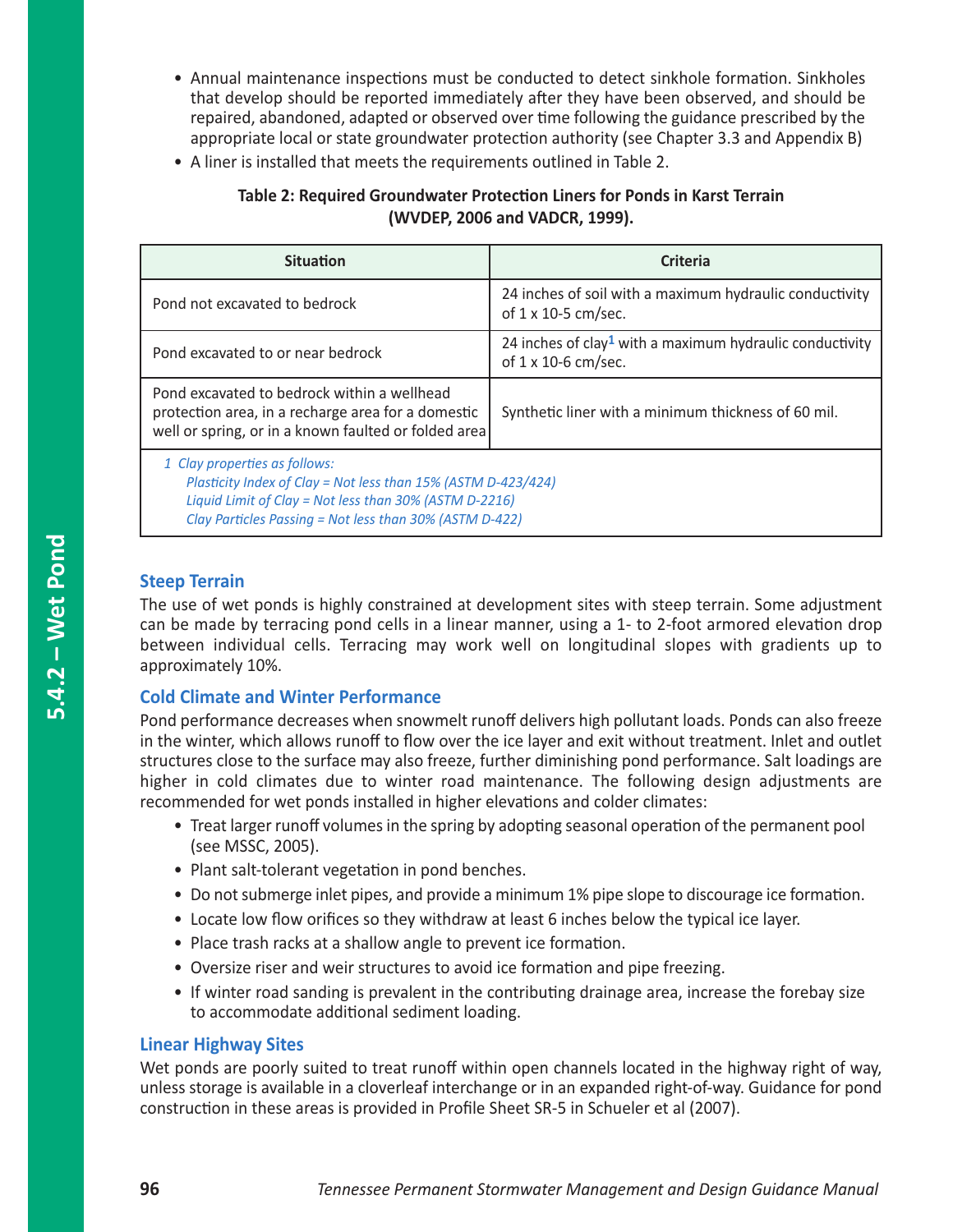- Annual maintenance inspections must be conducted to detect sinkhole formation. Sinkholes that develop should be reported immediately after they have been observed, and should be repaired, abandoned, adapted or observed over time following the guidance prescribed by the appropriate local or state groundwater protection authority (see Chapter 3.3 and Appendix B)
- A liner is installed that meets the requirements outlined in Table 2.

**Table 2: Required Groundwater Protection Liners for Ponds in Karst Terrain (WVDEP, 2006 and VADCR, 1999).**

| Situation | Criteria |
|---|---|
| Pond not excavated to bedrock | 24 inches of soil with a maximum hydraulic conductivity of 1 x 10-5 cm/sec. |
| Pond excavated to or near bedrock | 24 inches of clay[1] with a maximum hydraulic conductivity of 1 x 10-6 cm/sec. |
| Pond excavated to bedrock within a wellhead protection area, in a recharge area for a domestic well or spring, or in a known faulted or folded area | Synthetic liner with a minimum thickness of 60 mil. |

*1 Clay properties as follows:*
*Plasticity Index of Clay = Not less than 15% (ASTM D-423/424)*
*Liquid Limit of Clay = Not less than 30% (ASTM D-2216)*
*Clay Particles Passing = Not less than 30% (ASTM D-422)*

### Steep Terrain

The use of wet ponds is highly constrained at development sites with steep terrain. Some adjustment can be made by terracing pond cells in a linear manner, using a 1- to 2-foot armored elevation drop between individual cells. Terracing may work well on longitudinal slopes with gradients up to approximately 10%.

### Cold Climate and Winter Performance

Pond performance decreases when snowmelt runoff delivers high pollutant loads. Ponds can also freeze in the winter, which allows runoff to flow over the ice layer and exit without treatment. Inlet and outlet structures close to the surface may also freeze, further diminishing pond performance. Salt loadings are higher in cold climates due to winter road maintenance. The following design adjustments are recommended for wet ponds installed in higher elevations and colder climates:

- Treat larger runoff volumes in the spring by adopting seasonal operation of the permanent pool (see MSSC, 2005).
- Plant salt-tolerant vegetation in pond benches.
- Do not submerge inlet pipes, and provide a minimum 1% pipe slope to discourage ice formation.
- Locate low flow orifices so they withdraw at least 6 inches below the typical ice layer.
- Place trash racks at a shallow angle to prevent ice formation.
- Oversize riser and weir structures to avoid ice formation and pipe freezing.
- If winter road sanding is prevalent in the contributing drainage area, increase the forebay size to accommodate additional sediment loading.

### Linear Highway Sites

Wet ponds are poorly suited to treat runoff within open channels located in the highway right of way, unless storage is available in a cloverleaf interchange or in an expanded right-of-way. Guidance for pond construction in these areas is provided in Profile Sheet SR-5 in Schueler et al (2007).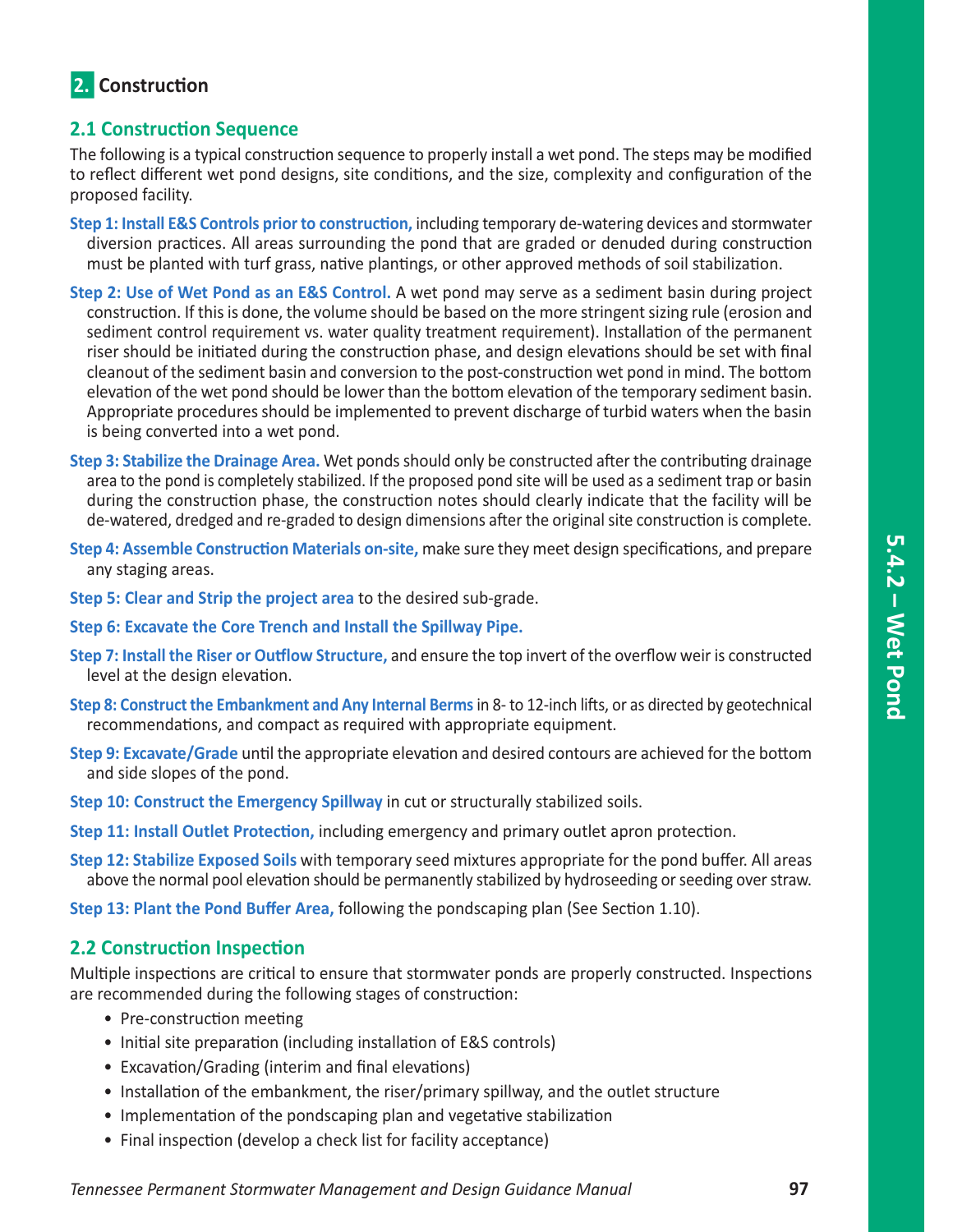## 2. Construction

### 2.1 Construction Sequence

The following is a typical construction sequence to properly install a wet pond. The steps may be modified to reflect different wet pond designs, site conditions, and the size, complexity and configuration of the proposed facility.

**Step 1: Install E&S Controls prior to construction,** including temporary de-watering devices and stormwater diversion practices. All areas surrounding the pond that are graded or denuded during construction must be planted with turf grass, native plantings, or other approved methods of soil stabilization.

**Step 2: Use of Wet Pond as an E&S Control.** A wet pond may serve as a sediment basin during project construction. If this is done, the volume should be based on the more stringent sizing rule (erosion and sediment control requirement vs. water quality treatment requirement). Installation of the permanent riser should be initiated during the construction phase, and design elevations should be set with final cleanout of the sediment basin and conversion to the post-construction wet pond in mind. The bottom elevation of the wet pond should be lower than the bottom elevation of the temporary sediment basin. Appropriate procedures should be implemented to prevent discharge of turbid waters when the basin is being converted into a wet pond.

**Step 3: Stabilize the Drainage Area.** Wet ponds should only be constructed after the contributing drainage area to the pond is completely stabilized. If the proposed pond site will be used as a sediment trap or basin during the construction phase, the construction notes should clearly indicate that the facility will be de-watered, dredged and re-graded to design dimensions after the original site construction is complete.

**Step 4: Assemble Construction Materials on-site,** make sure they meet design specifications, and prepare any staging areas.

**Step 5: Clear and Strip the project area** to the desired sub-grade.

**Step 6: Excavate the Core Trench and Install the Spillway Pipe.**

**Step 7: Install the Riser or Outflow Structure,** and ensure the top invert of the overflow weir is constructed level at the design elevation.

**Step 8: Construct the Embankment and Any Internal Berms** in 8- to 12-inch lifts, or as directed by geotechnical recommendations, and compact as required with appropriate equipment.

**Step 9: Excavate/Grade** until the appropriate elevation and desired contours are achieved for the bottom and side slopes of the pond.

**Step 10: Construct the Emergency Spillway** in cut or structurally stabilized soils.

**Step 11: Install Outlet Protection,** including emergency and primary outlet apron protection.

**Step 12: Stabilize Exposed Soils** with temporary seed mixtures appropriate for the pond buffer. All areas above the normal pool elevation should be permanently stabilized by hydroseeding or seeding over straw.

**Step 13: Plant the Pond Buffer Area,** following the pondscaping plan (See Section 1.10).

### 2.2 Construction Inspection

Multiple inspections are critical to ensure that stormwater ponds are properly constructed. Inspections are recommended during the following stages of construction:

- Pre-construction meeting
- Initial site preparation (including installation of E&S controls)
- Excavation/Grading (interim and final elevations)
- Installation of the embankment, the riser/primary spillway, and the outlet structure
- Implementation of the pondscaping plan and vegetative stabilization
- Final inspection (develop a check list for facility acceptance)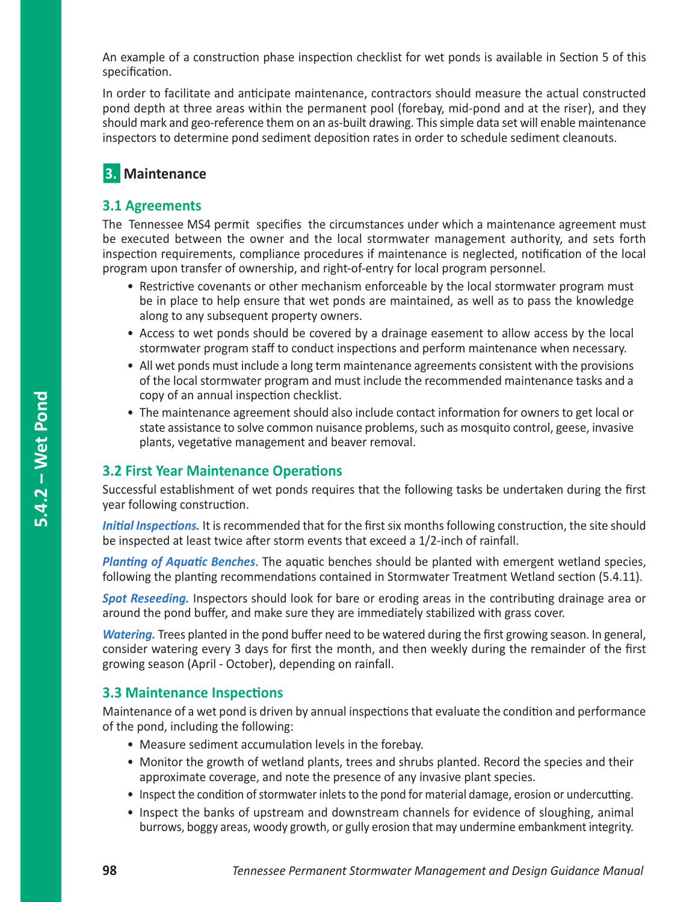An example of a construction phase inspection checklist for wet ponds is available in Section 5 of this specification.

In order to facilitate and anticipate maintenance, contractors should measure the actual constructed pond depth at three areas within the permanent pool (forebay, mid-pond and at the riser), and they should mark and geo-reference them on an as-built drawing. This simple data set will enable maintenance inspectors to determine pond sediment deposition rates in order to schedule sediment cleanouts.

## 3. Maintenance

### 3.1 Agreements

The Tennessee MS4 permit specifies the circumstances under which a maintenance agreement must be executed between the owner and the local stormwater management authority, and sets forth inspection requirements, compliance procedures if maintenance is neglected, notification of the local program upon transfer of ownership, and right-of-entry for local program personnel.

- Restrictive covenants or other mechanism enforceable by the local stormwater program must be in place to help ensure that wet ponds are maintained, as well as to pass the knowledge along to any subsequent property owners.
- Access to wet ponds should be covered by a drainage easement to allow access by the local stormwater program staff to conduct inspections and perform maintenance when necessary.
- All wet ponds must include a long term maintenance agreements consistent with the provisions of the local stormwater program and must include the recommended maintenance tasks and a copy of an annual inspection checklist.
- The maintenance agreement should also include contact information for owners to get local or state assistance to solve common nuisance problems, such as mosquito control, geese, invasive plants, vegetative management and beaver removal.

### 3.2 First Year Maintenance Operations

Successful establishment of wet ponds requires that the following tasks be undertaken during the first year following construction.

***Initial Inspections.*** It is recommended that for the first six months following construction, the site should be inspected at least twice after storm events that exceed a 1/2-inch of rainfall.

***Planting of Aquatic Benches***. The aquatic benches should be planted with emergent wetland species, following the planting recommendations contained in Stormwater Treatment Wetland section (5.4.11).

***Spot Reseeding.*** Inspectors should look for bare or eroding areas in the contributing drainage area or around the pond buffer, and make sure they are immediately stabilized with grass cover.

***Watering.*** Trees planted in the pond buffer need to be watered during the first growing season. In general, consider watering every 3 days for first the month, and then weekly during the remainder of the first growing season (April - October), depending on rainfall.

### 3.3 Maintenance Inspections

Maintenance of a wet pond is driven by annual inspections that evaluate the condition and performance of the pond, including the following:

- Measure sediment accumulation levels in the forebay.
- Monitor the growth of wetland plants, trees and shrubs planted. Record the species and their approximate coverage, and note the presence of any invasive plant species.
- Inspect the condition of stormwater inlets to the pond for material damage, erosion or undercutting.
- Inspect the banks of upstream and downstream channels for evidence of sloughing, animal burrows, boggy areas, woody growth, or gully erosion that may undermine embankment integrity.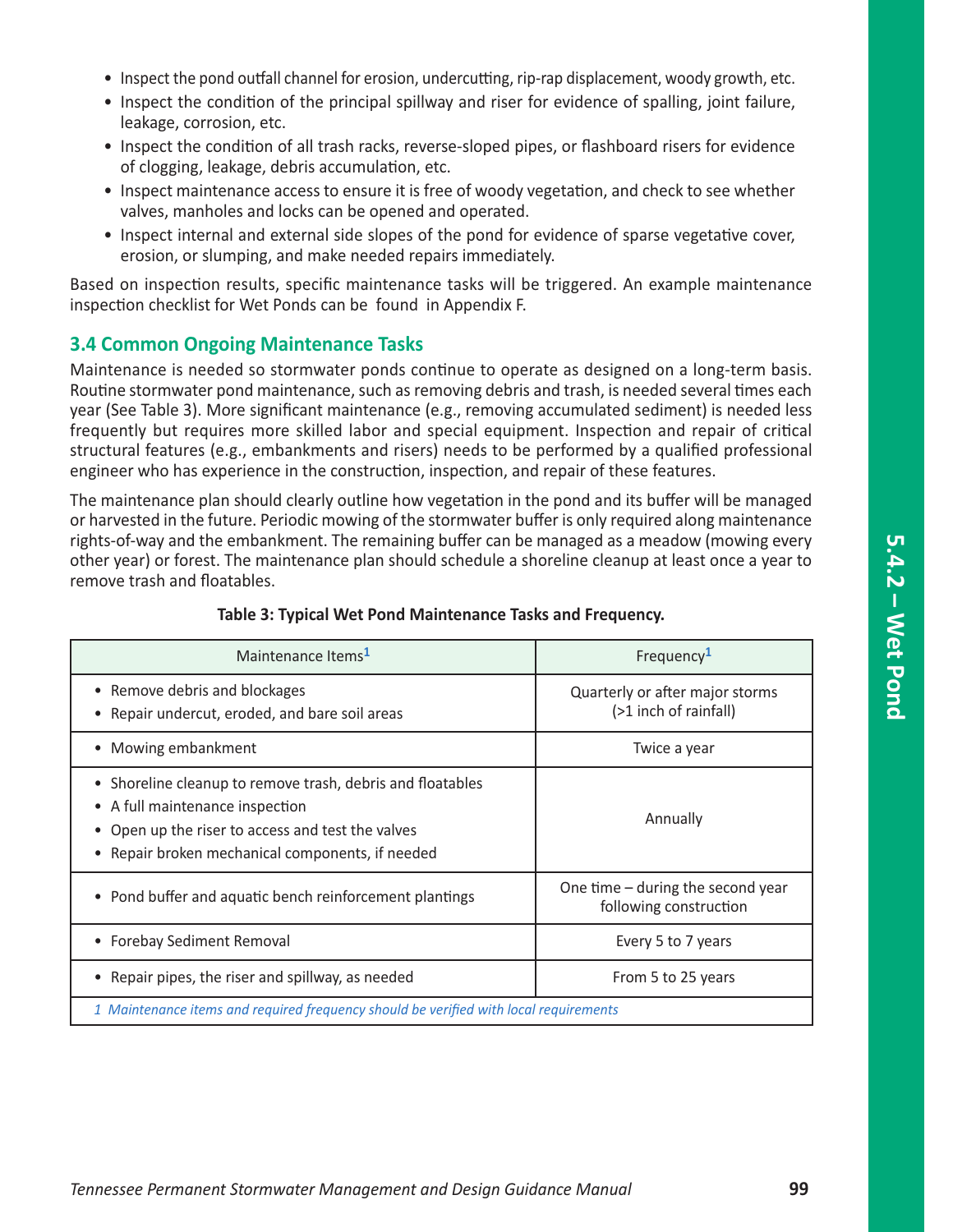- Inspect the pond outfall channel for erosion, undercutting, rip-rap displacement, woody growth, etc.
- Inspect the condition of the principal spillway and riser for evidence of spalling, joint failure, leakage, corrosion, etc.
- Inspect the condition of all trash racks, reverse-sloped pipes, or flashboard risers for evidence of clogging, leakage, debris accumulation, etc.
- Inspect maintenance access to ensure it is free of woody vegetation, and check to see whether valves, manholes and locks can be opened and operated.
- Inspect internal and external side slopes of the pond for evidence of sparse vegetative cover, erosion, or slumping, and make needed repairs immediately.

Based on inspection results, specific maintenance tasks will be triggered. An example maintenance inspection checklist for Wet Ponds can be found in Appendix F.

## 3.4 Common Ongoing Maintenance Tasks

Maintenance is needed so stormwater ponds continue to operate as designed on a long-term basis. Routine stormwater pond maintenance, such as removing debris and trash, is needed several times each year (See Table 3). More significant maintenance (e.g., removing accumulated sediment) is needed less frequently but requires more skilled labor and special equipment. Inspection and repair of critical structural features (e.g., embankments and risers) needs to be performed by a qualified professional engineer who has experience in the construction, inspection, and repair of these features.

The maintenance plan should clearly outline how vegetation in the pond and its buffer will be managed or harvested in the future. Periodic mowing of the stormwater buffer is only required along maintenance rights-of-way and the embankment. The remaining buffer can be managed as a meadow (mowing every other year) or forest. The maintenance plan should schedule a shoreline cleanup at least once a year to remove trash and floatables.

**Table 3: Typical Wet Pond Maintenance Tasks and Frequency.**

| Maintenance Items[1] | Frequency[1] |
|---|---|
| • Remove debris and blockages<br>• Repair undercut, eroded, and bare soil areas | Quarterly or after major storms (>1 inch of rainfall) |
| • Mowing embankment | Twice a year |
| • Shoreline cleanup to remove trash, debris and floatables<br>• A full maintenance inspection<br>• Open up the riser to access and test the valves<br>• Repair broken mechanical components, if needed | Annually |
| • Pond buffer and aquatic bench reinforcement plantings | One time – during the second year following construction |
| • Forebay Sediment Removal | Every 5 to 7 years |
| • Repair pipes, the riser and spillway, as needed | From 5 to 25 years |

*1 Maintenance items and required frequency should be verified with local requirements*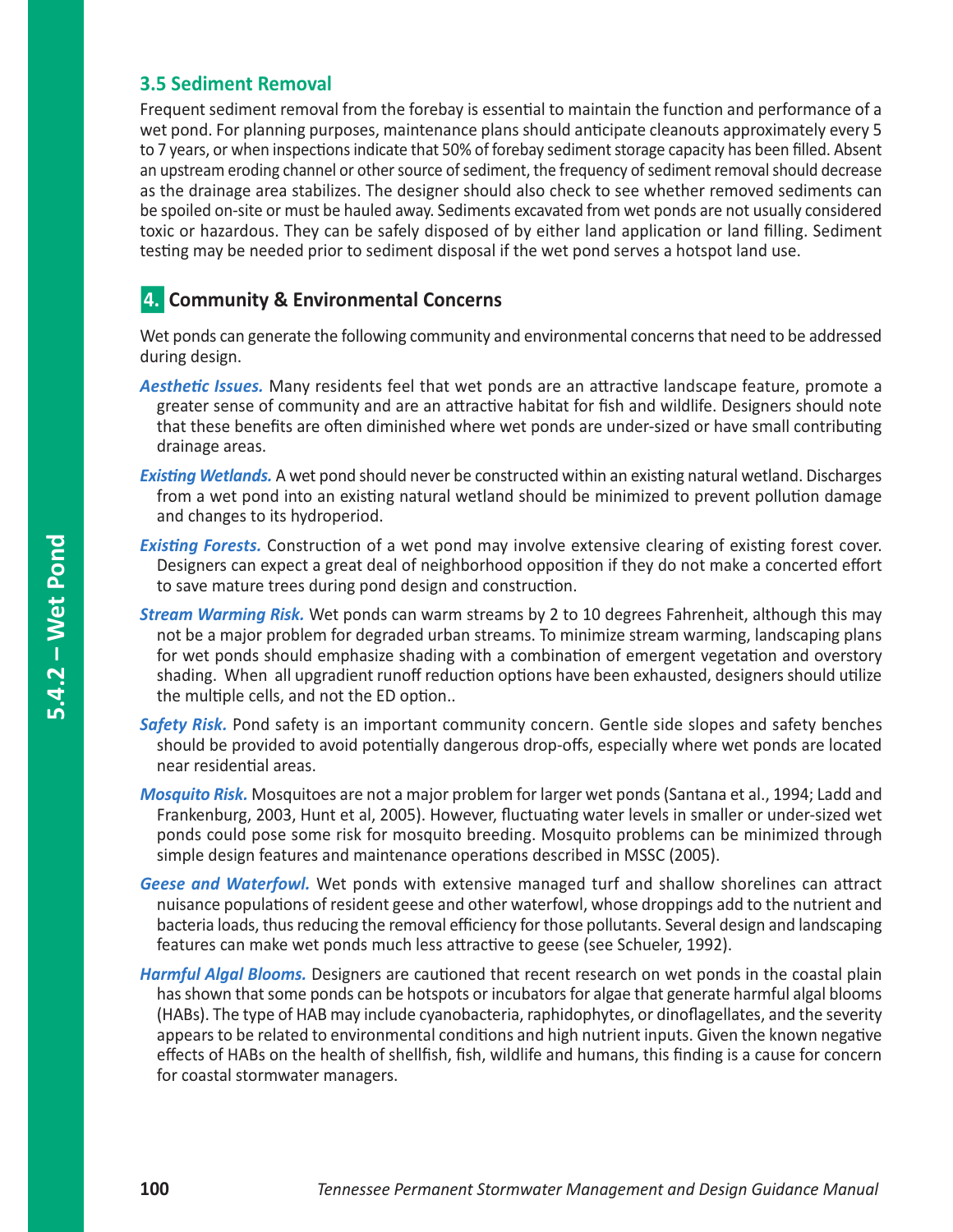### 3.5 Sediment Removal

Frequent sediment removal from the forebay is essential to maintain the function and performance of a wet pond. For planning purposes, maintenance plans should anticipate cleanouts approximately every 5 to 7 years, or when inspections indicate that 50% of forebay sediment storage capacity has been filled. Absent an upstream eroding channel or other source of sediment, the frequency of sediment removal should decrease as the drainage area stabilizes. The designer should also check to see whether removed sediments can be spoiled on-site or must be hauled away. Sediments excavated from wet ponds are not usually considered toxic or hazardous. They can be safely disposed of by either land application or land filling. Sediment testing may be needed prior to sediment disposal if the wet pond serves a hotspot land use.

## 4. Community & Environmental Concerns

Wet ponds can generate the following community and environmental concerns that need to be addressed during design.

***Aesthetic Issues.*** Many residents feel that wet ponds are an attractive landscape feature, promote a greater sense of community and are an attractive habitat for fish and wildlife. Designers should note that these benefits are often diminished where wet ponds are under-sized or have small contributing drainage areas.

***Existing Wetlands.*** A wet pond should never be constructed within an existing natural wetland. Discharges from a wet pond into an existing natural wetland should be minimized to prevent pollution damage and changes to its hydroperiod.

***Existing Forests.*** Construction of a wet pond may involve extensive clearing of existing forest cover. Designers can expect a great deal of neighborhood opposition if they do not make a concerted effort to save mature trees during pond design and construction.

***Stream Warming Risk.*** Wet ponds can warm streams by 2 to 10 degrees Fahrenheit, although this may not be a major problem for degraded urban streams. To minimize stream warming, landscaping plans for wet ponds should emphasize shading with a combination of emergent vegetation and overstory shading.  When  all upgradient runoff reduction options have been exhausted, designers should utilize the multiple cells, and not the ED option..

***Safety Risk.*** Pond safety is an important community concern. Gentle side slopes and safety benches should be provided to avoid potentially dangerous drop-offs, especially where wet ponds are located near residential areas.

***Mosquito Risk.*** Mosquitoes are not a major problem for larger wet ponds (Santana et al., 1994; Ladd and Frankenburg, 2003, Hunt et al, 2005). However, fluctuating water levels in smaller or under-sized wet ponds could pose some risk for mosquito breeding. Mosquito problems can be minimized through simple design features and maintenance operations described in MSSC (2005).

***Geese and Waterfowl.*** Wet ponds with extensive managed turf and shallow shorelines can attract nuisance populations of resident geese and other waterfowl, whose droppings add to the nutrient and bacteria loads, thus reducing the removal efficiency for those pollutants. Several design and landscaping features can make wet ponds much less attractive to geese (see Schueler, 1992).

***Harmful Algal Blooms.*** Designers are cautioned that recent research on wet ponds in the coastal plain has shown that some ponds can be hotspots or incubators for algae that generate harmful algal blooms (HABs). The type of HAB may include cyanobacteria, raphidophytes, or dinoflagellates, and the severity appears to be related to environmental conditions and high nutrient inputs. Given the known negative effects of HABs on the health of shellfish, fish, wildlife and humans, this finding is a cause for concern for coastal stormwater managers.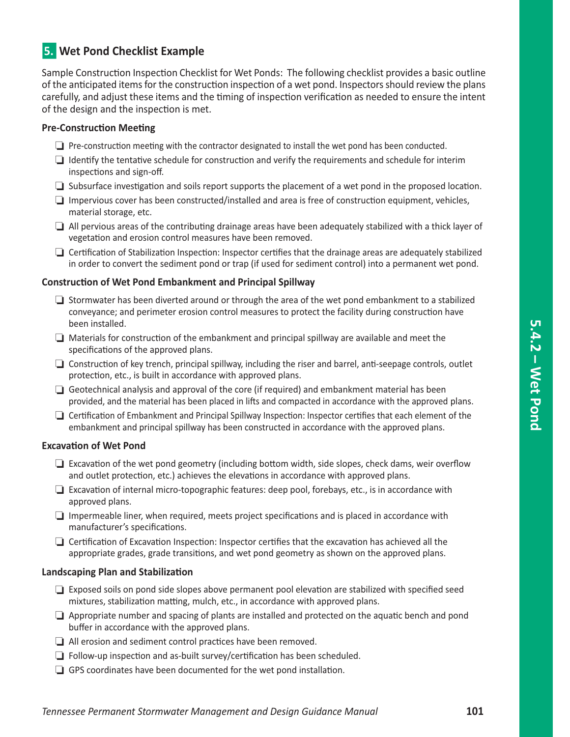## 5. Wet Pond Checklist Example

Sample Construction Inspection Checklist for Wet Ponds: The following checklist provides a basic outline of the anticipated items for the construction inspection of a wet pond. Inspectors should review the plans carefully, and adjust these items and the timing of inspection verification as needed to ensure the intent of the design and the inspection is met.

**Pre-Construction Meeting**

- ❑ Pre-construction meeting with the contractor designated to install the wet pond has been conducted.
- ❑ Identify the tentative schedule for construction and verify the requirements and schedule for interim inspections and sign-off.
- ❑ Subsurface investigation and soils report supports the placement of a wet pond in the proposed location.
- ❑ Impervious cover has been constructed/installed and area is free of construction equipment, vehicles, material storage, etc.
- ❑ All pervious areas of the contributing drainage areas have been adequately stabilized with a thick layer of vegetation and erosion control measures have been removed.
- ❑ Certification of Stabilization Inspection: Inspector certifies that the drainage areas are adequately stabilized in order to convert the sediment pond or trap (if used for sediment control) into a permanent wet pond.

**Construction of Wet Pond Embankment and Principal Spillway**

- ❑ Stormwater has been diverted around or through the area of the wet pond embankment to a stabilized conveyance; and perimeter erosion control measures to protect the facility during construction have been installed.
- ❑ Materials for construction of the embankment and principal spillway are available and meet the specifications of the approved plans.
- ❑ Construction of key trench, principal spillway, including the riser and barrel, anti-seepage controls, outlet protection, etc., is built in accordance with approved plans.
- ❑ Geotechnical analysis and approval of the core (if required) and embankment material has been provided, and the material has been placed in lifts and compacted in accordance with the approved plans.
- ❑ Certification of Embankment and Principal Spillway Inspection: Inspector certifies that each element of the embankment and principal spillway has been constructed in accordance with the approved plans.

**Excavation of Wet Pond**

- ❑ Excavation of the wet pond geometry (including bottom width, side slopes, check dams, weir overflow and outlet protection, etc.) achieves the elevations in accordance with approved plans.
- ❑ Excavation of internal micro-topographic features: deep pool, forebays, etc., is in accordance with approved plans.
- ❑ Impermeable liner, when required, meets project specifications and is placed in accordance with manufacturer's specifications.
- ❑ Certification of Excavation Inspection: Inspector certifies that the excavation has achieved all the appropriate grades, grade transitions, and wet pond geometry as shown on the approved plans.

**Landscaping Plan and Stabilization**

- ❑ Exposed soils on pond side slopes above permanent pool elevation are stabilized with specified seed mixtures, stabilization matting, mulch, etc., in accordance with approved plans.
- ❑ Appropriate number and spacing of plants are installed and protected on the aquatic bench and pond buffer in accordance with the approved plans.
- ❑ All erosion and sediment control practices have been removed.
- ❑ Follow-up inspection and as-built survey/certification has been scheduled.
- ❑ GPS coordinates have been documented for the wet pond installation.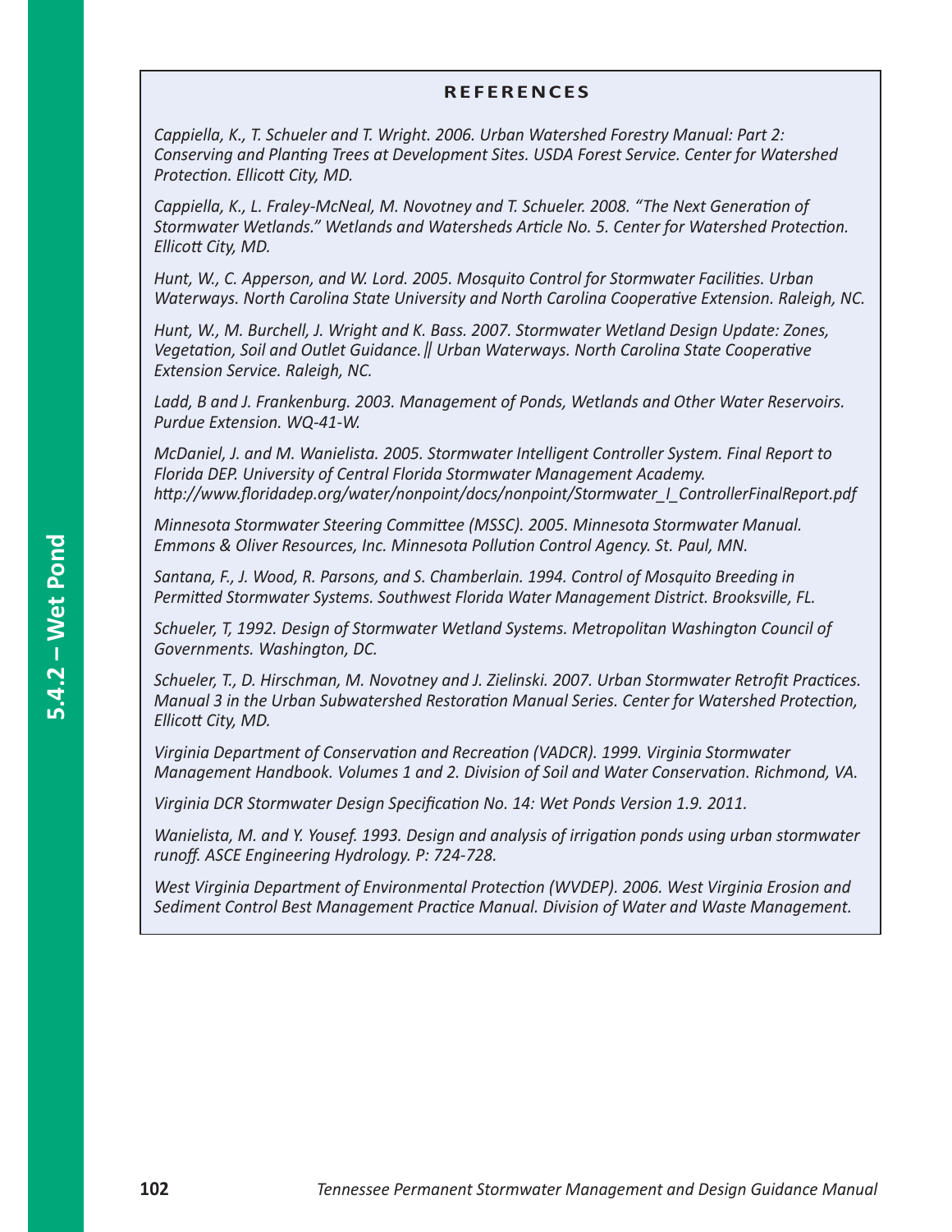## REFERENCES

*Cappiella, K., T. Schueler and T. Wright. 2006. Urban Watershed Forestry Manual: Part 2: Conserving and Planting Trees at Development Sites. USDA Forest Service. Center for Watershed Protection. Ellicott City, MD.*

*Cappiella, K., L. Fraley-McNeal, M. Novotney and T. Schueler. 2008. "The Next Generation of Stormwater Wetlands." Wetlands and Watersheds Article No. 5. Center for Watershed Protection. Ellicott City, MD.*

*Hunt, W., C. Apperson, and W. Lord. 2005. Mosquito Control for Stormwater Facilities. Urban Waterways. North Carolina State University and North Carolina Cooperative Extension. Raleigh, NC.*

*Hunt, W., M. Burchell, J. Wright and K. Bass. 2007. Stormwater Wetland Design Update: Zones, Vegetation, Soil and Outlet Guidance.‖ Urban Waterways. North Carolina State Cooperative Extension Service. Raleigh, NC.*

*Ladd, B and J. Frankenburg. 2003. Management of Ponds, Wetlands and Other Water Reservoirs. Purdue Extension. WQ-41-W.*

*McDaniel, J. and M. Wanielista. 2005. Stormwater Intelligent Controller System. Final Report to Florida DEP. University of Central Florida Stormwater Management Academy. http://www.floridadep.org/water/nonpoint/docs/nonpoint/Stormwater_I_ControllerFinalReport.pdf*

*Minnesota Stormwater Steering Committee (MSSC). 2005. Minnesota Stormwater Manual. Emmons & Oliver Resources, Inc. Minnesota Pollution Control Agency. St. Paul, MN.*

*Santana, F., J. Wood, R. Parsons, and S. Chamberlain. 1994. Control of Mosquito Breeding in Permitted Stormwater Systems. Southwest Florida Water Management District. Brooksville, FL.*

*Schueler, T, 1992. Design of Stormwater Wetland Systems. Metropolitan Washington Council of Governments. Washington, DC.*

*Schueler, T., D. Hirschman, M. Novotney and J. Zielinski. 2007. Urban Stormwater Retrofit Practices. Manual 3 in the Urban Subwatershed Restoration Manual Series. Center for Watershed Protection, Ellicott City, MD.*

*Virginia Department of Conservation and Recreation (VADCR). 1999. Virginia Stormwater Management Handbook. Volumes 1 and 2. Division of Soil and Water Conservation. Richmond, VA.*

*Virginia DCR Stormwater Design Specification No. 14: Wet Ponds Version 1.9. 2011.*

*Wanielista, M. and Y. Yousef. 1993. Design and analysis of irrigation ponds using urban stormwater runoff. ASCE Engineering Hydrology. P: 724-728.*

*West Virginia Department of Environmental Protection (WVDEP). 2006. West Virginia Erosion and Sediment Control Best Management Practice Manual. Division of Water and Waste Management.*